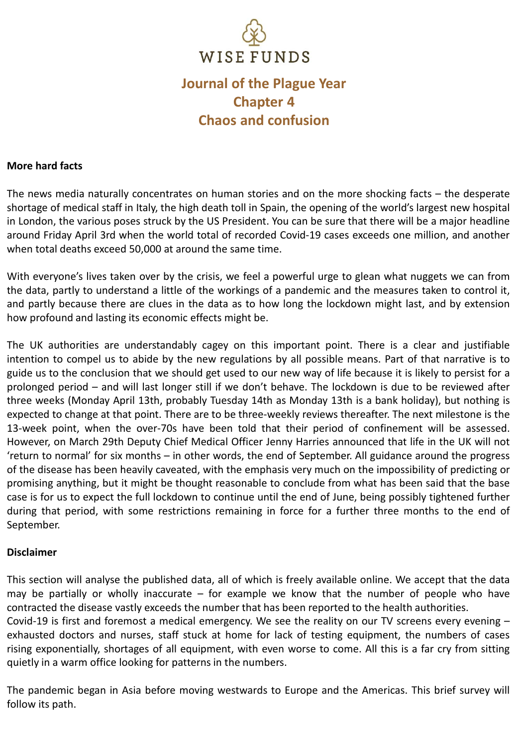WISE FUNDS

# Journal of the Plague Year
# Chapter 4
# Chaos and confusion

**More hard facts**

The news media naturally concentrates on human stories and on the more shocking facts – the desperate shortage of medical staff in Italy, the high death toll in Spain, the opening of the world's largest new hospital in London, the various poses struck by the US President. You can be sure that there will be a major headline around Friday April 3rd when the world total of recorded Covid-19 cases exceeds one million, and another when total deaths exceed 50,000 at around the same time.

With everyone's lives taken over by the crisis, we feel a powerful urge to glean what nuggets we can from the data, partly to understand a little of the workings of a pandemic and the measures taken to control it, and partly because there are clues in the data as to how long the lockdown might last, and by extension how profound and lasting its economic effects might be.

The UK authorities are understandably cagey on this important point. There is a clear and justifiable intention to compel us to abide by the new regulations by all possible means. Part of that narrative is to guide us to the conclusion that we should get used to our new way of life because it is likely to persist for a prolonged period – and will last longer still if we don't behave. The lockdown is due to be reviewed after three weeks (Monday April 13th, probably Tuesday 14th as Monday 13th is a bank holiday), but nothing is expected to change at that point. There are to be three-weekly reviews thereafter. The next milestone is the 13-week point, when the over-70s have been told that their period of confinement will be assessed. However, on March 29th Deputy Chief Medical Officer Jenny Harries announced that life in the UK will not 'return to normal' for six months – in other words, the end of September. All guidance around the progress of the disease has been heavily caveated, with the emphasis very much on the impossibility of predicting or promising anything, but it might be thought reasonable to conclude from what has been said that the base case is for us to expect the full lockdown to continue until the end of June, being possibly tightened further during that period, with some restrictions remaining in force for a further three months to the end of September.

**Disclaimer**

This section will analyse the published data, all of which is freely available online. We accept that the data may be partially or wholly inaccurate – for example we know that the number of people who have contracted the disease vastly exceeds the number that has been reported to the health authorities.
Covid-19 is first and foremost a medical emergency. We see the reality on our TV screens every evening – exhausted doctors and nurses, staff stuck at home for lack of testing equipment, the numbers of cases rising exponentially, shortages of all equipment, with even worse to come. All this is a far cry from sitting quietly in a warm office looking for patterns in the numbers.

The pandemic began in Asia before moving westwards to Europe and the Americas. This brief survey will follow its path.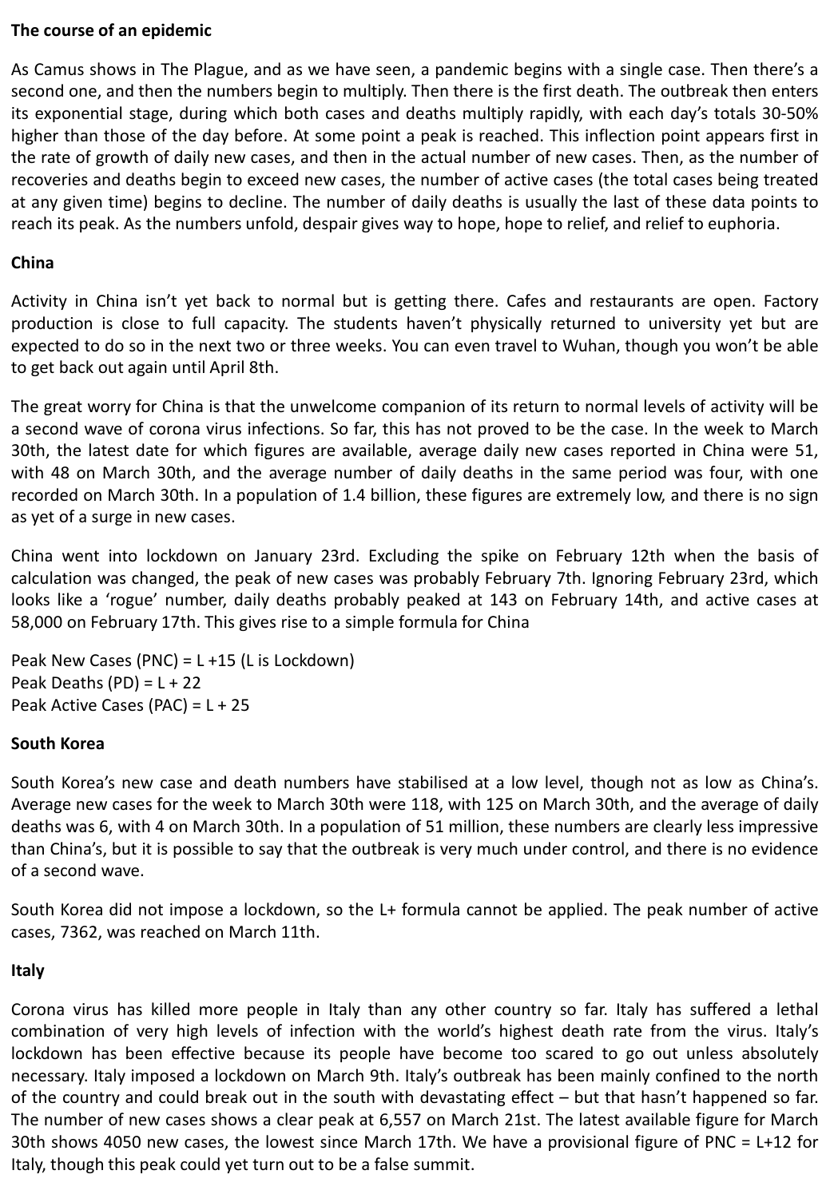**The course of an epidemic**

As Camus shows in The Plague, and as we have seen, a pandemic begins with a single case. Then there's a second one, and then the numbers begin to multiply. Then there is the first death. The outbreak then enters its exponential stage, during which both cases and deaths multiply rapidly, with each day's totals 30-50% higher than those of the day before. At some point a peak is reached. This inflection point appears first in the rate of growth of daily new cases, and then in the actual number of new cases. Then, as the number of recoveries and deaths begin to exceed new cases, the number of active cases (the total cases being treated at any given time) begins to decline. The number of daily deaths is usually the last of these data points to reach its peak. As the numbers unfold, despair gives way to hope, hope to relief, and relief to euphoria.

**China**

Activity in China isn't yet back to normal but is getting there. Cafes and restaurants are open. Factory production is close to full capacity. The students haven't physically returned to university yet but are expected to do so in the next two or three weeks. You can even travel to Wuhan, though you won't be able to get back out again until April 8th.

The great worry for China is that the unwelcome companion of its return to normal levels of activity will be a second wave of corona virus infections. So far, this has not proved to be the case. In the week to March 30th, the latest date for which figures are available, average daily new cases reported in China were 51, with 48 on March 30th, and the average number of daily deaths in the same period was four, with one recorded on March 30th. In a population of 1.4 billion, these figures are extremely low, and there is no sign as yet of a surge in new cases.

China went into lockdown on January 23rd. Excluding the spike on February 12th when the basis of calculation was changed, the peak of new cases was probably February 7th. Ignoring February 23rd, which looks like a 'rogue' number, daily deaths probably peaked at 143 on February 14th, and active cases at 58,000 on February 17th. This gives rise to a simple formula for China

Peak New Cases (PNC) = L +15 (L is Lockdown)
Peak Deaths (PD) = L + 22
Peak Active Cases (PAC) = L + 25

**South Korea**

South Korea's new case and death numbers have stabilised at a low level, though not as low as China's. Average new cases for the week to March 30th were 118, with 125 on March 30th, and the average of daily deaths was 6, with 4 on March 30th. In a population of 51 million, these numbers are clearly less impressive than China's, but it is possible to say that the outbreak is very much under control, and there is no evidence of a second wave.

South Korea did not impose a lockdown, so the L+ formula cannot be applied. The peak number of active cases, 7362, was reached on March 11th.

**Italy**

Corona virus has killed more people in Italy than any other country so far. Italy has suffered a lethal combination of very high levels of infection with the world's highest death rate from the virus. Italy's lockdown has been effective because its people have become too scared to go out unless absolutely necessary. Italy imposed a lockdown on March 9th. Italy's outbreak has been mainly confined to the north of the country and could break out in the south with devastating effect – but that hasn't happened so far. The number of new cases shows a clear peak at 6,557 on March 21st. The latest available figure for March 30th shows 4050 new cases, the lowest since March 17th. We have a provisional figure of PNC = L+12 for Italy, though this peak could yet turn out to be a false summit.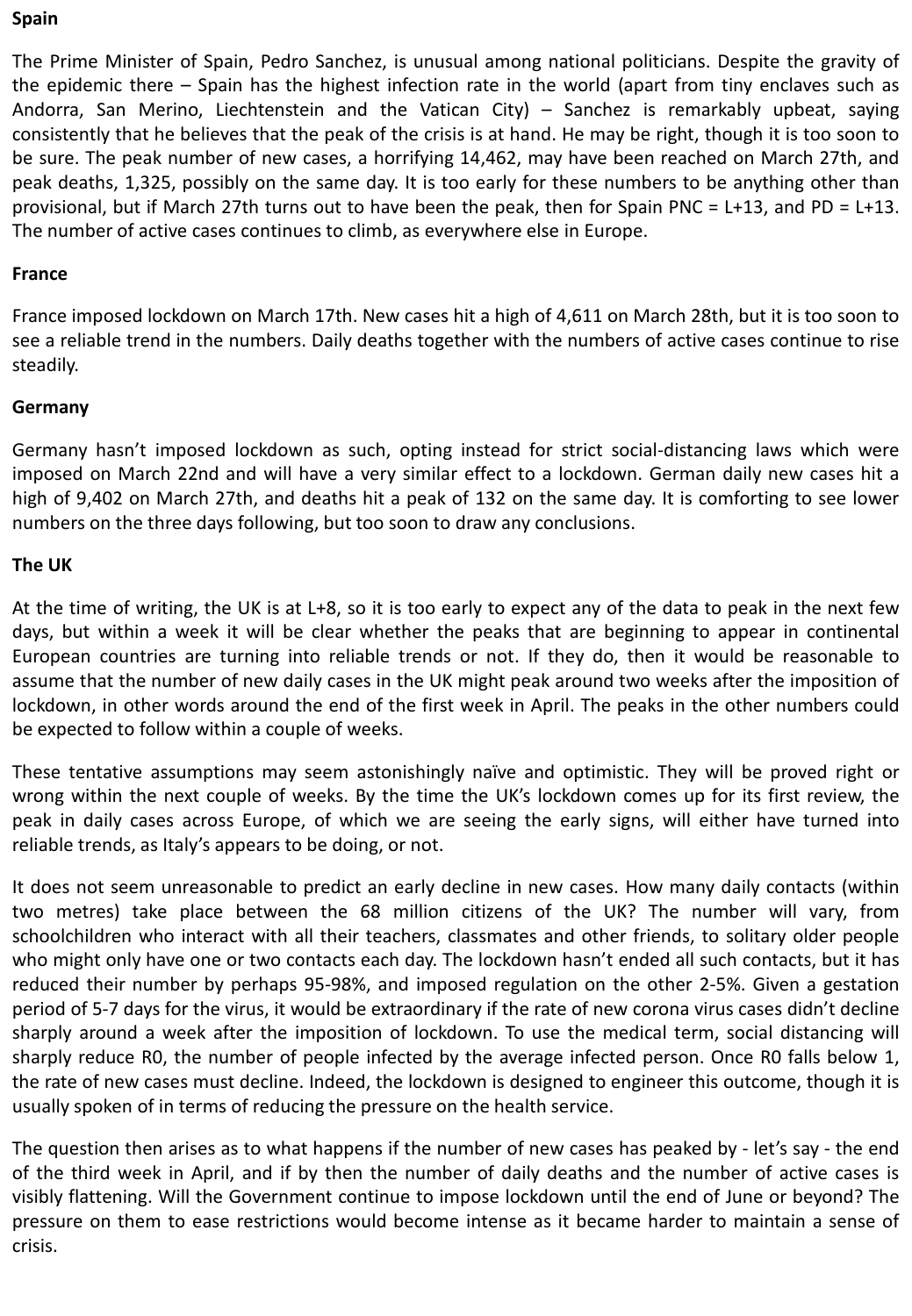**Spain**

The Prime Minister of Spain, Pedro Sanchez, is unusual among national politicians. Despite the gravity of the epidemic there – Spain has the highest infection rate in the world (apart from tiny enclaves such as Andorra, San Merino, Liechtenstein and the Vatican City) – Sanchez is remarkably upbeat, saying consistently that he believes that the peak of the crisis is at hand. He may be right, though it is too soon to be sure. The peak number of new cases, a horrifying 14,462, may have been reached on March 27th, and peak deaths, 1,325, possibly on the same day. It is too early for these numbers to be anything other than provisional, but if March 27th turns out to have been the peak, then for Spain PNC = L+13, and PD = L+13. The number of active cases continues to climb, as everywhere else in Europe.

**France**

France imposed lockdown on March 17th. New cases hit a high of 4,611 on March 28th, but it is too soon to see a reliable trend in the numbers. Daily deaths together with the numbers of active cases continue to rise steadily.

**Germany**

Germany hasn't imposed lockdown as such, opting instead for strict social-distancing laws which were imposed on March 22nd and will have a very similar effect to a lockdown. German daily new cases hit a high of 9,402 on March 27th, and deaths hit a peak of 132 on the same day. It is comforting to see lower numbers on the three days following, but too soon to draw any conclusions.

**The UK**

At the time of writing, the UK is at L+8, so it is too early to expect any of the data to peak in the next few days, but within a week it will be clear whether the peaks that are beginning to appear in continental European countries are turning into reliable trends or not. If they do, then it would be reasonable to assume that the number of new daily cases in the UK might peak around two weeks after the imposition of lockdown, in other words around the end of the first week in April. The peaks in the other numbers could be expected to follow within a couple of weeks.

These tentative assumptions may seem astonishingly naïve and optimistic. They will be proved right or wrong within the next couple of weeks. By the time the UK's lockdown comes up for its first review, the peak in daily cases across Europe, of which we are seeing the early signs, will either have turned into reliable trends, as Italy's appears to be doing, or not.

It does not seem unreasonable to predict an early decline in new cases. How many daily contacts (within two metres) take place between the 68 million citizens of the UK? The number will vary, from schoolchildren who interact with all their teachers, classmates and other friends, to solitary older people who might only have one or two contacts each day. The lockdown hasn't ended all such contacts, but it has reduced their number by perhaps 95-98%, and imposed regulation on the other 2-5%. Given a gestation period of 5-7 days for the virus, it would be extraordinary if the rate of new corona virus cases didn't decline sharply around a week after the imposition of lockdown. To use the medical term, social distancing will sharply reduce R0, the number of people infected by the average infected person. Once R0 falls below 1, the rate of new cases must decline. Indeed, the lockdown is designed to engineer this outcome, though it is usually spoken of in terms of reducing the pressure on the health service.

The question then arises as to what happens if the number of new cases has peaked by - let's say - the end of the third week in April, and if by then the number of daily deaths and the number of active cases is visibly flattening. Will the Government continue to impose lockdown until the end of June or beyond? The pressure on them to ease restrictions would become intense as it became harder to maintain a sense of crisis.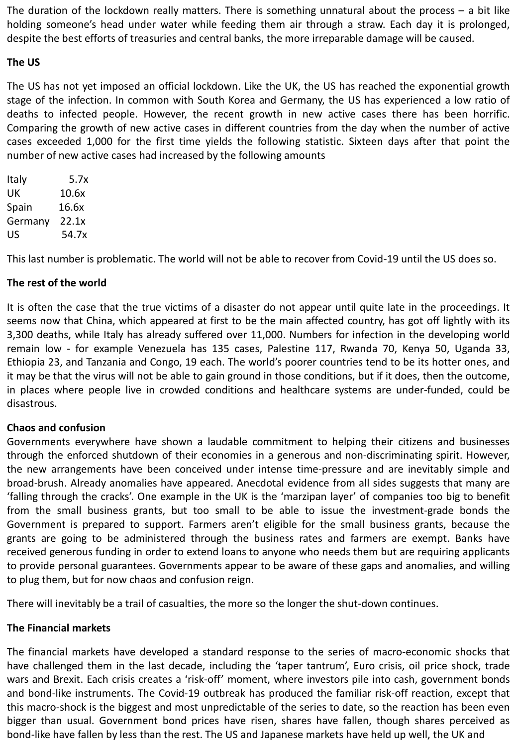The duration of the lockdown really matters. There is something unnatural about the process – a bit like holding someone's head under water while feeding them air through a straw. Each day it is prolonged, despite the best efforts of treasuries and central banks, the more irreparable damage will be caused.

**The US**

The US has not yet imposed an official lockdown. Like the UK, the US has reached the exponential growth stage of the infection. In common with South Korea and Germany, the US has experienced a low ratio of deaths to infected people. However, the recent growth in new active cases there has been horrific. Comparing the growth of new active cases in different countries from the day when the number of active cases exceeded 1,000 for the first time yields the following statistic. Sixteen days after that point the number of new active cases had increased by the following amounts

| | |
|---|---|
| Italy | 5.7x |
| UK | 10.6x |
| Spain | 16.6x |
| Germany | 22.1x |
| US | 54.7x |

This last number is problematic. The world will not be able to recover from Covid-19 until the US does so.

**The rest of the world**

It is often the case that the true victims of a disaster do not appear until quite late in the proceedings. It seems now that China, which appeared at first to be the main affected country, has got off lightly with its 3,300 deaths, while Italy has already suffered over 11,000. Numbers for infection in the developing world remain low - for example Venezuela has 135 cases, Palestine 117, Rwanda 70, Kenya 50, Uganda 33, Ethiopia 23, and Tanzania and Congo, 19 each. The world's poorer countries tend to be its hotter ones, and it may be that the virus will not be able to gain ground in those conditions, but if it does, then the outcome, in places where people live in crowded conditions and healthcare systems are under-funded, could be disastrous.

**Chaos and confusion**

Governments everywhere have shown a laudable commitment to helping their citizens and businesses through the enforced shutdown of their economies in a generous and non-discriminating spirit. However, the new arrangements have been conceived under intense time-pressure and are inevitably simple and broad-brush. Already anomalies have appeared. Anecdotal evidence from all sides suggests that many are 'falling through the cracks'. One example in the UK is the 'marzipan layer' of companies too big to benefit from the small business grants, but too small to be able to issue the investment-grade bonds the Government is prepared to support. Farmers aren't eligible for the small business grants, because the grants are going to be administered through the business rates and farmers are exempt. Banks have received generous funding in order to extend loans to anyone who needs them but are requiring applicants to provide personal guarantees. Governments appear to be aware of these gaps and anomalies, and willing to plug them, but for now chaos and confusion reign.

There will inevitably be a trail of casualties, the more so the longer the shut-down continues.

**The Financial markets**

The financial markets have developed a standard response to the series of macro-economic shocks that have challenged them in the last decade, including the 'taper tantrum', Euro crisis, oil price shock, trade wars and Brexit. Each crisis creates a 'risk-off' moment, where investors pile into cash, government bonds and bond-like instruments. The Covid-19 outbreak has produced the familiar risk-off reaction, except that this macro-shock is the biggest and most unpredictable of the series to date, so the reaction has been even bigger than usual. Government bond prices have risen, shares have fallen, though shares perceived as bond-like have fallen by less than the rest. The US and Japanese markets have held up well, the UK and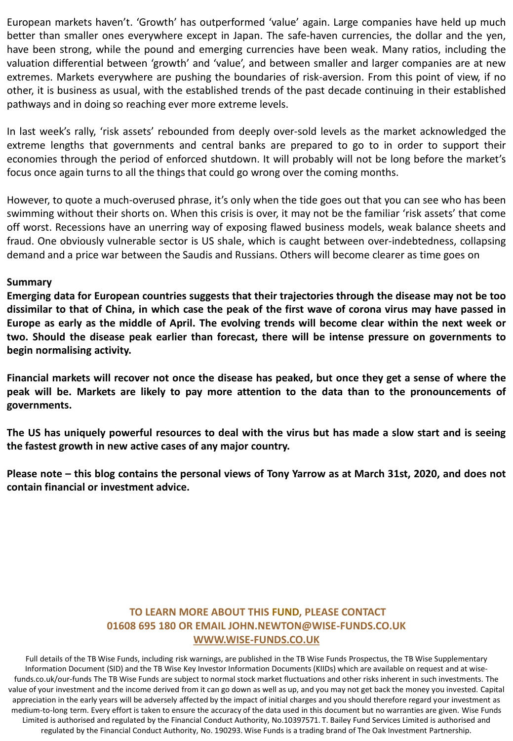European markets haven't. 'Growth' has outperformed 'value' again. Large companies have held up much better than smaller ones everywhere except in Japan. The safe-haven currencies, the dollar and the yen, have been strong, while the pound and emerging currencies have been weak. Many ratios, including the valuation differential between 'growth' and 'value', and between smaller and larger companies are at new extremes. Markets everywhere are pushing the boundaries of risk-aversion. From this point of view, if no other, it is business as usual, with the established trends of the past decade continuing in their established pathways and in doing so reaching ever more extreme levels.

In last week's rally, 'risk assets' rebounded from deeply over-sold levels as the market acknowledged the extreme lengths that governments and central banks are prepared to go to in order to support their economies through the period of enforced shutdown. It will probably will not be long before the market's focus once again turns to all the things that could go wrong over the coming months.

However, to quote a much-overused phrase, it's only when the tide goes out that you can see who has been swimming without their shorts on. When this crisis is over, it may not be the familiar 'risk assets' that come off worst. Recessions have an unerring way of exposing flawed business models, weak balance sheets and fraud. One obviously vulnerable sector is US shale, which is caught between over-indebtedness, collapsing demand and a price war between the Saudis and Russians. Others will become clearer as time goes on

**Summary**

**Emerging data for European countries suggests that their trajectories through the disease may not be too dissimilar to that of China, in which case the peak of the first wave of corona virus may have passed in Europe as early as the middle of April. The evolving trends will become clear within the next week or two. Should the disease peak earlier than forecast, there will be intense pressure on governments to begin normalising activity.**

**Financial markets will recover not once the disease has peaked, but once they get a sense of where the peak will be. Markets are likely to pay more attention to the data than to the pronouncements of governments.**

**The US has uniquely powerful resources to deal with the virus but has made a slow start and is seeing the fastest growth in new active cases of any major country.**

**Please note – this blog contains the personal views of Tony Yarrow as at March 31st, 2020, and does not contain financial or investment advice.**

**TO LEARN MORE ABOUT THIS FUND, PLEASE CONTACT**
**01608 695 180 OR EMAIL JOHN.NEWTON@WISE-FUNDS.CO.UK**
**WWW.WISE-FUNDS.CO.UK**

Full details of the TB Wise Funds, including risk warnings, are published in the TB Wise Funds Prospectus, the TB Wise Supplementary Information Document (SID) and the TB Wise Key Investor Information Documents (KIIDs) which are available on request and at wise-funds.co.uk/our-funds The TB Wise Funds are subject to normal stock market fluctuations and other risks inherent in such investments. The value of your investment and the income derived from it can go down as well as up, and you may not get back the money you invested. Capital appreciation in the early years will be adversely affected by the impact of initial charges and you should therefore regard your investment as medium-to-long term. Every effort is taken to ensure the accuracy of the data used in this document but no warranties are given. Wise Funds Limited is authorised and regulated by the Financial Conduct Authority, No.10397571. T. Bailey Fund Services Limited is authorised and regulated by the Financial Conduct Authority, No. 190293. Wise Funds is a trading brand of The Oak Investment Partnership.